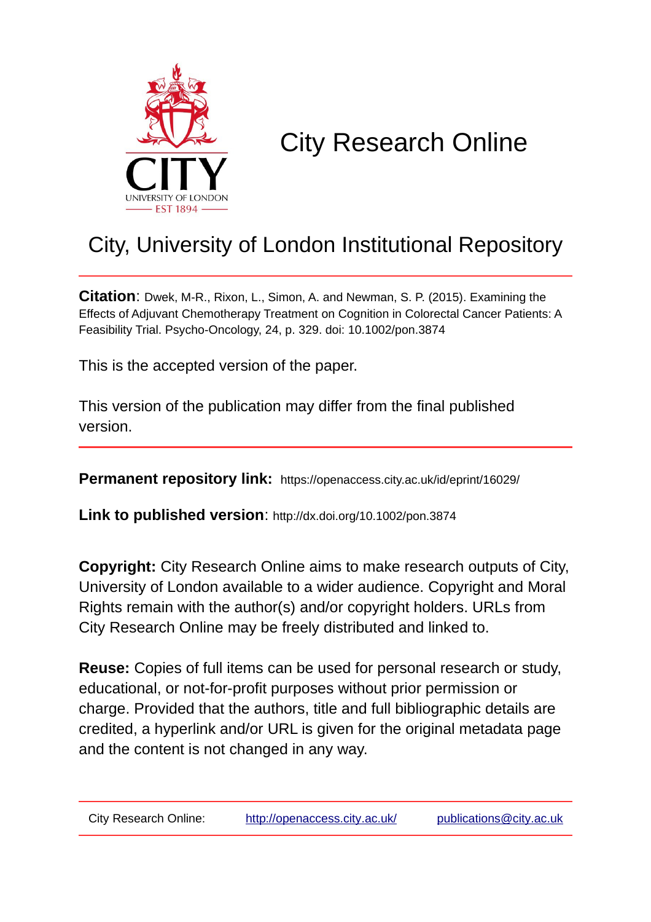# City Research Online

## City, University of London Institutional Repository

**Citation**: Dwek, M-R., Rixon, L., Simon, A. and Newman, S. P. (2015). Examining the Effects of Adjuvant Chemotherapy Treatment on Cognition in Colorectal Cancer Patients: A Feasibility Trial. Psycho-Oncology, 24, p. 329. doi: 10.1002/pon.3874

This is the accepted version of the paper.

This version of the publication may differ from the final published version.

**Permanent repository link:** https://openaccess.city.ac.uk/id/eprint/16029/

**Link to published version**: http://dx.doi.org/10.1002/pon.3874

**Copyright:** City Research Online aims to make research outputs of City, University of London available to a wider audience. Copyright and Moral Rights remain with the author(s) and/or copyright holders. URLs from City Research Online may be freely distributed and linked to.

**Reuse:** Copies of full items can be used for personal research or study, educational, or not-for-profit purposes without prior permission or charge. Provided that the authors, title and full bibliographic details are credited, a hyperlink and/or URL is given for the original metadata page and the content is not changed in any way.

City Research Online: http://openaccess.city.ac.uk/ publications@city.ac.uk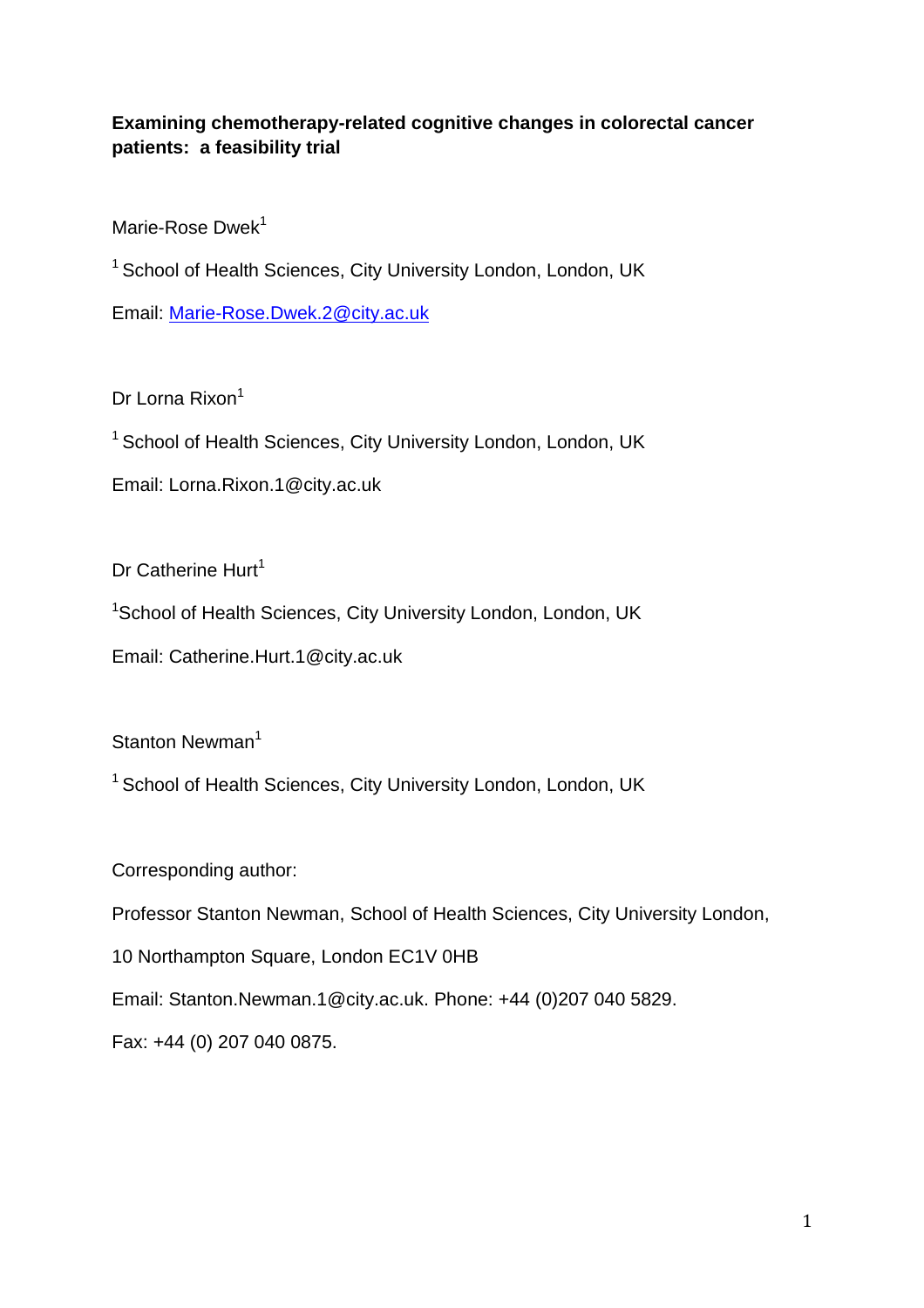**Examining chemotherapy-related cognitive changes in colorectal cancer patients: a feasibility trial**

Marie-Rose Dwek[1]

[1] School of Health Sciences, City University London, London, UK

Email: Marie-Rose.Dwek.2@city.ac.uk

Dr Lorna Rixon[1]

[1] School of Health Sciences, City University London, London, UK

Email: Lorna.Rixon.1@city.ac.uk

Dr Catherine Hurt[1]

[1]School of Health Sciences, City University London, London, UK

Email: Catherine.Hurt.1@city.ac.uk

Stanton Newman[1]

[1] School of Health Sciences, City University London, London, UK

Corresponding author:

Professor Stanton Newman, School of Health Sciences, City University London,

10 Northampton Square, London EC1V 0HB

Email: Stanton.Newman.1@city.ac.uk. Phone: +44 (0)207 040 5829.

Fax: +44 (0) 207 040 0875.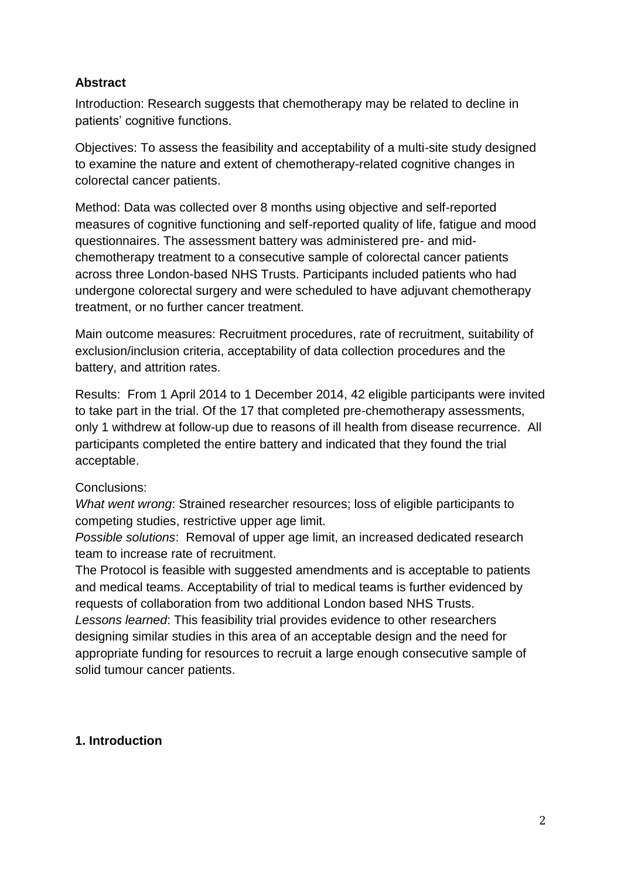## Abstract

Introduction: Research suggests that chemotherapy may be related to decline in patients' cognitive functions.

Objectives: To assess the feasibility and acceptability of a multi-site study designed to examine the nature and extent of chemotherapy-related cognitive changes in colorectal cancer patients.

Method: Data was collected over 8 months using objective and self-reported measures of cognitive functioning and self-reported quality of life, fatigue and mood questionnaires. The assessment battery was administered pre- and mid-chemotherapy treatment to a consecutive sample of colorectal cancer patients across three London-based NHS Trusts. Participants included patients who had undergone colorectal surgery and were scheduled to have adjuvant chemotherapy treatment, or no further cancer treatment.

Main outcome measures: Recruitment procedures, rate of recruitment, suitability of exclusion/inclusion criteria, acceptability of data collection procedures and the battery, and attrition rates.

Results: From 1 April 2014 to 1 December 2014, 42 eligible participants were invited to take part in the trial. Of the 17 that completed pre-chemotherapy assessments, only 1 withdrew at follow-up due to reasons of ill health from disease recurrence. All participants completed the entire battery and indicated that they found the trial acceptable.

Conclusions:
*What went wrong*: Strained researcher resources; loss of eligible participants to competing studies, restrictive upper age limit.
*Possible solutions*: Removal of upper age limit, an increased dedicated research team to increase rate of recruitment.
The Protocol is feasible with suggested amendments and is acceptable to patients and medical teams. Acceptability of trial to medical teams is further evidenced by requests of collaboration from two additional London based NHS Trusts.
*Lessons learned*: This feasibility trial provides evidence to other researchers designing similar studies in this area of an acceptable design and the need for appropriate funding for resources to recruit a large enough consecutive sample of solid tumour cancer patients.

## 1. Introduction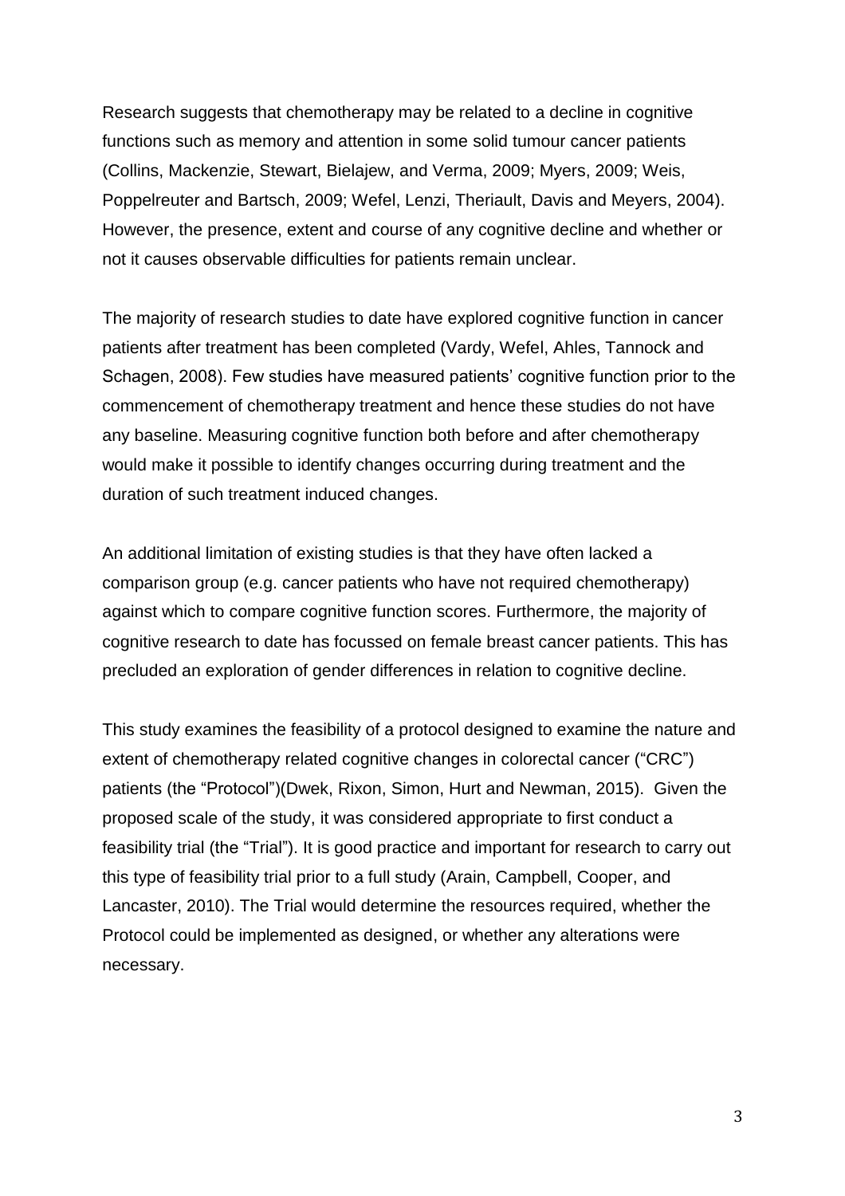Research suggests that chemotherapy may be related to a decline in cognitive functions such as memory and attention in some solid tumour cancer patients (Collins, Mackenzie, Stewart, Bielajew, and Verma, 2009; Myers, 2009; Weis, Poppelreuter and Bartsch, 2009; Wefel, Lenzi, Theriault, Davis and Meyers, 2004). However, the presence, extent and course of any cognitive decline and whether or not it causes observable difficulties for patients remain unclear.

The majority of research studies to date have explored cognitive function in cancer patients after treatment has been completed (Vardy, Wefel, Ahles, Tannock and Schagen, 2008). Few studies have measured patients' cognitive function prior to the commencement of chemotherapy treatment and hence these studies do not have any baseline. Measuring cognitive function both before and after chemotherapy would make it possible to identify changes occurring during treatment and the duration of such treatment induced changes.

An additional limitation of existing studies is that they have often lacked a comparison group (e.g. cancer patients who have not required chemotherapy) against which to compare cognitive function scores. Furthermore, the majority of cognitive research to date has focussed on female breast cancer patients. This has precluded an exploration of gender differences in relation to cognitive decline.

This study examines the feasibility of a protocol designed to examine the nature and extent of chemotherapy related cognitive changes in colorectal cancer ("CRC") patients (the "Protocol")(Dwek, Rixon, Simon, Hurt and Newman, 2015). Given the proposed scale of the study, it was considered appropriate to first conduct a feasibility trial (the "Trial"). It is good practice and important for research to carry out this type of feasibility trial prior to a full study (Arain, Campbell, Cooper, and Lancaster, 2010). The Trial would determine the resources required, whether the Protocol could be implemented as designed, or whether any alterations were necessary.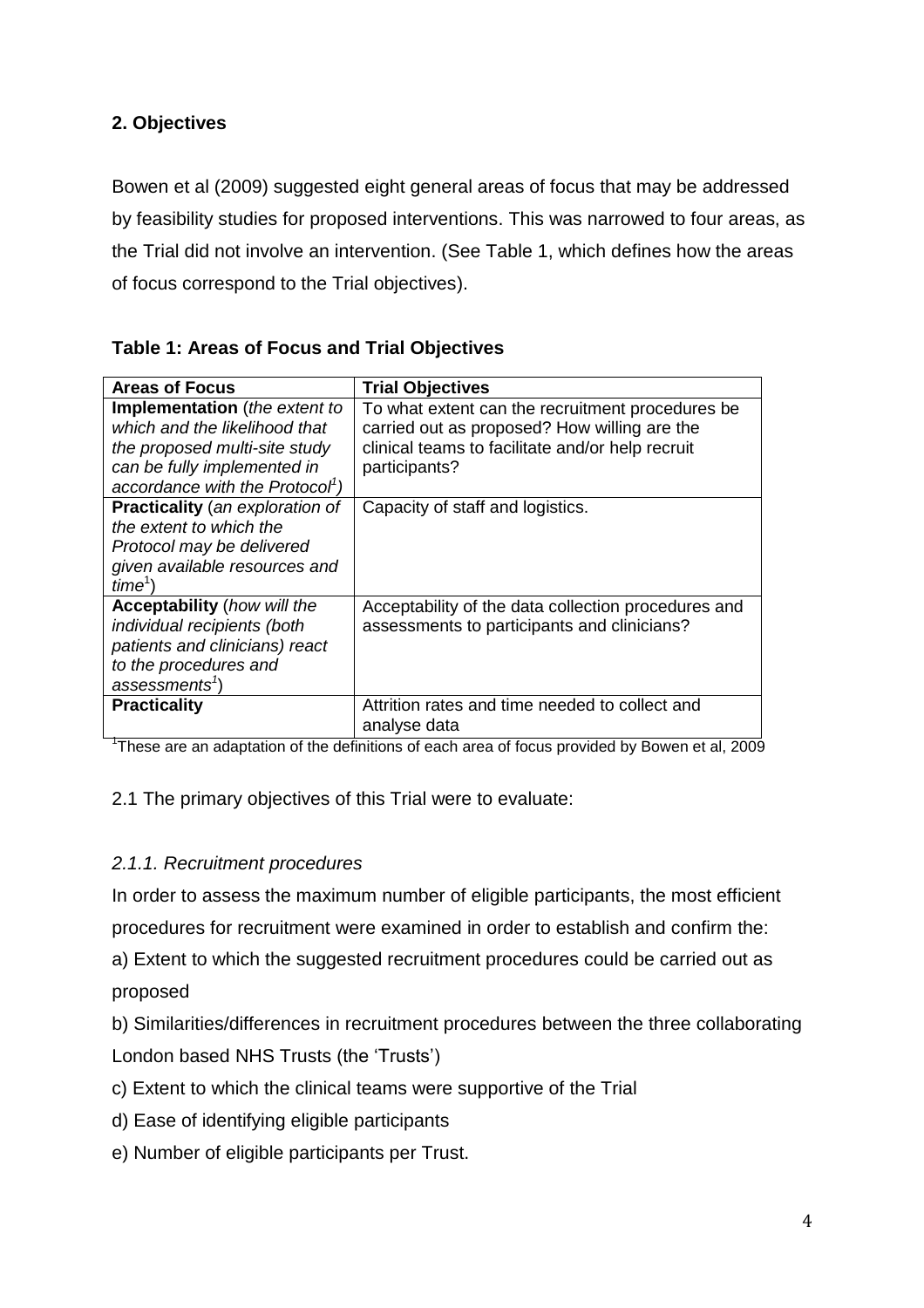## 2. Objectives

Bowen et al (2009) suggested eight general areas of focus that may be addressed by feasibility studies for proposed interventions. This was narrowed to four areas, as the Trial did not involve an intervention. (See Table 1, which defines how the areas of focus correspond to the Trial objectives).

**Table 1: Areas of Focus and Trial Objectives**

| Areas of Focus | Trial Objectives |
|---|---|
| **Implementation** (*the extent to which and the likelihood that the proposed multi-site study can be fully implemented in accordance with the Protocol*[1]) | To what extent can the recruitment procedures be carried out as proposed? How willing are the clinical teams to facilitate and/or help recruit participants? |
| **Practicality** (*an exploration of the extent to which the Protocol may be delivered given available resources and time*[1]) | Capacity of staff and logistics. |
| **Acceptability** (*how will the individual recipients (both patients and clinicians) react to the procedures and assessments*[1]) | Acceptability of the data collection procedures and assessments to participants and clinicians? |
| **Practicality** | Attrition rates and time needed to collect and analyse data |

[1]These are an adaptation of the definitions of each area of focus provided by Bowen et al, 2009

2.1 The primary objectives of this Trial were to evaluate:

### *2.1.1. Recruitment procedures*

In order to assess the maximum number of eligible participants, the most efficient procedures for recruitment were examined in order to establish and confirm the:

a) Extent to which the suggested recruitment procedures could be carried out as proposed

b) Similarities/differences in recruitment procedures between the three collaborating London based NHS Trusts (the 'Trusts')

c) Extent to which the clinical teams were supportive of the Trial

d) Ease of identifying eligible participants

e) Number of eligible participants per Trust.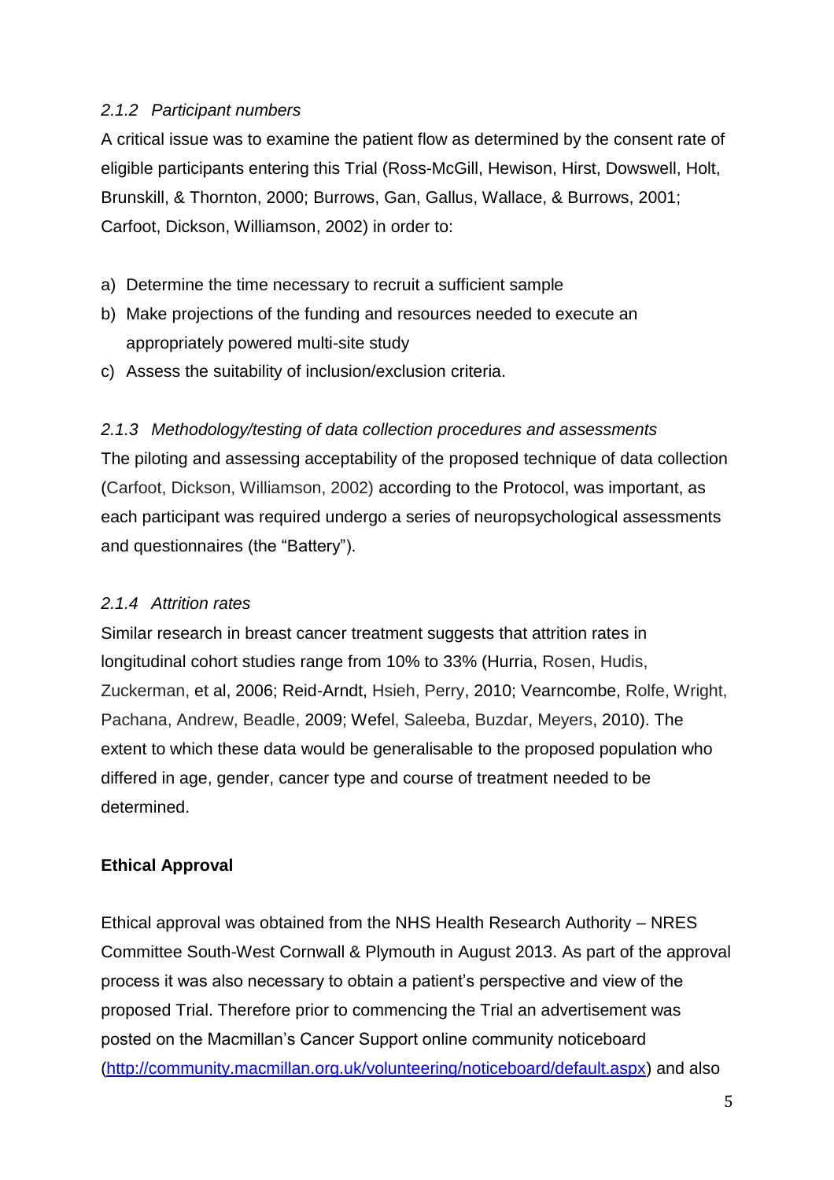### *2.1.2 Participant numbers*

A critical issue was to examine the patient flow as determined by the consent rate of eligible participants entering this Trial (Ross-McGill, Hewison, Hirst, Dowswell, Holt, Brunskill, & Thornton, 2000; Burrows, Gan, Gallus, Wallace, & Burrows, 2001; Carfoot, Dickson, Williamson, 2002) in order to:

a) Determine the time necessary to recruit a sufficient sample
b) Make projections of the funding and resources needed to execute an appropriately powered multi-site study
c) Assess the suitability of inclusion/exclusion criteria.

### *2.1.3 Methodology/testing of data collection procedures and assessments*

The piloting and assessing acceptability of the proposed technique of data collection (Carfoot, Dickson, Williamson, 2002) according to the Protocol, was important, as each participant was required undergo a series of neuropsychological assessments and questionnaires (the "Battery").

### *2.1.4 Attrition rates*

Similar research in breast cancer treatment suggests that attrition rates in longitudinal cohort studies range from 10% to 33% (Hurria, Rosen, Hudis, Zuckerman, et al, 2006; Reid-Arndt, Hsieh, Perry, 2010; Vearncombe, Rolfe, Wright, Pachana, Andrew, Beadle, 2009; Wefel, Saleeba, Buzdar, Meyers, 2010). The extent to which these data would be generalisable to the proposed population who differed in age, gender, cancer type and course of treatment needed to be determined.

## **Ethical Approval**

Ethical approval was obtained from the NHS Health Research Authority – NRES Committee South-West Cornwall & Plymouth in August 2013. As part of the approval process it was also necessary to obtain a patient's perspective and view of the proposed Trial. Therefore prior to commencing the Trial an advertisement was posted on the Macmillan's Cancer Support online community noticeboard (http://community.macmillan.org.uk/volunteering/noticeboard/default.aspx) and also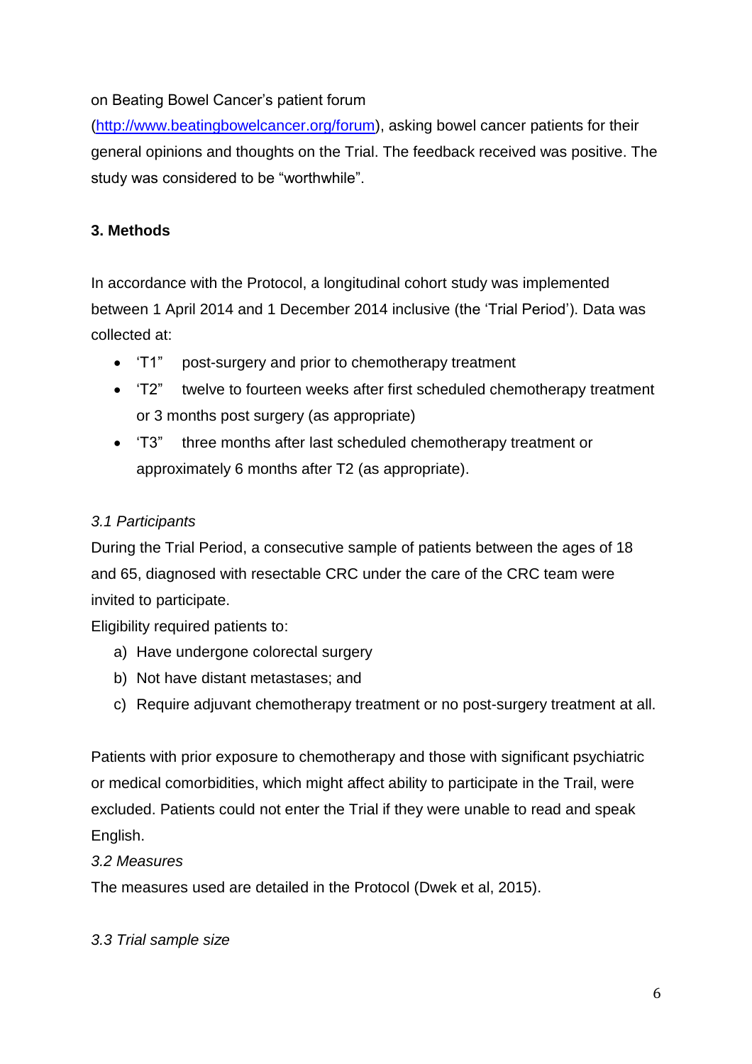on Beating Bowel Cancer's patient forum (http://www.beatingbowelcancer.org/forum), asking bowel cancer patients for their general opinions and thoughts on the Trial. The feedback received was positive. The study was considered to be "worthwhile".

## 3. Methods

In accordance with the Protocol, a longitudinal cohort study was implemented between 1 April 2014 and 1 December 2014 inclusive (the 'Trial Period'). Data was collected at:

- 'T1" post-surgery and prior to chemotherapy treatment
- 'T2" twelve to fourteen weeks after first scheduled chemotherapy treatment or 3 months post surgery (as appropriate)
- 'T3" three months after last scheduled chemotherapy treatment or approximately 6 months after T2 (as appropriate).

### *3.1 Participants*

During the Trial Period, a consecutive sample of patients between the ages of 18 and 65, diagnosed with resectable CRC under the care of the CRC team were invited to participate.

Eligibility required patients to:

a) Have undergone colorectal surgery
b) Not have distant metastases; and
c) Require adjuvant chemotherapy treatment or no post-surgery treatment at all.

Patients with prior exposure to chemotherapy and those with significant psychiatric or medical comorbidities, which might affect ability to participate in the Trail, were excluded. Patients could not enter the Trial if they were unable to read and speak English.

### *3.2 Measures*

The measures used are detailed in the Protocol (Dwek et al, 2015).

### *3.3 Trial sample size*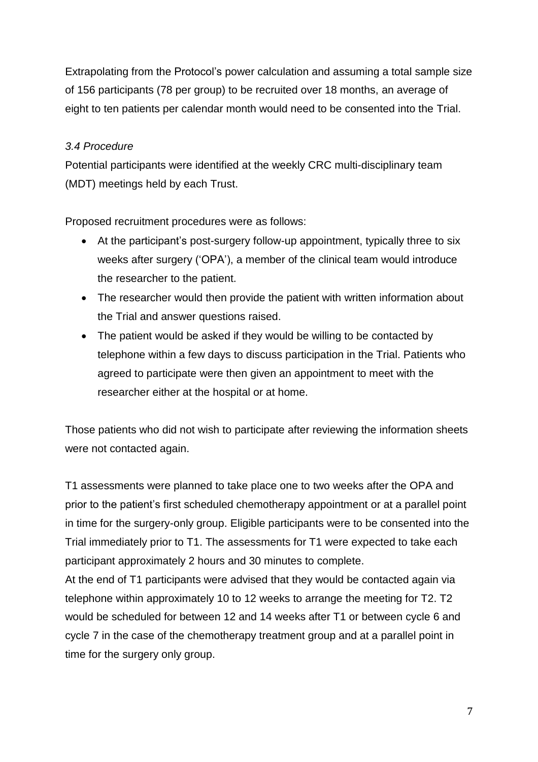Extrapolating from the Protocol's power calculation and assuming a total sample size of 156 participants (78 per group) to be recruited over 18 months, an average of eight to ten patients per calendar month would need to be consented into the Trial.

### *3.4 Procedure*

Potential participants were identified at the weekly CRC multi-disciplinary team (MDT) meetings held by each Trust.

Proposed recruitment procedures were as follows:

- At the participant's post-surgery follow-up appointment, typically three to six weeks after surgery ('OPA'), a member of the clinical team would introduce the researcher to the patient.
- The researcher would then provide the patient with written information about the Trial and answer questions raised.
- The patient would be asked if they would be willing to be contacted by telephone within a few days to discuss participation in the Trial. Patients who agreed to participate were then given an appointment to meet with the researcher either at the hospital or at home.

Those patients who did not wish to participate after reviewing the information sheets were not contacted again.

T1 assessments were planned to take place one to two weeks after the OPA and prior to the patient's first scheduled chemotherapy appointment or at a parallel point in time for the surgery-only group. Eligible participants were to be consented into the Trial immediately prior to T1. The assessments for T1 were expected to take each participant approximately 2 hours and 30 minutes to complete.

At the end of T1 participants were advised that they would be contacted again via telephone within approximately 10 to 12 weeks to arrange the meeting for T2. T2 would be scheduled for between 12 and 14 weeks after T1 or between cycle 6 and cycle 7 in the case of the chemotherapy treatment group and at a parallel point in time for the surgery only group.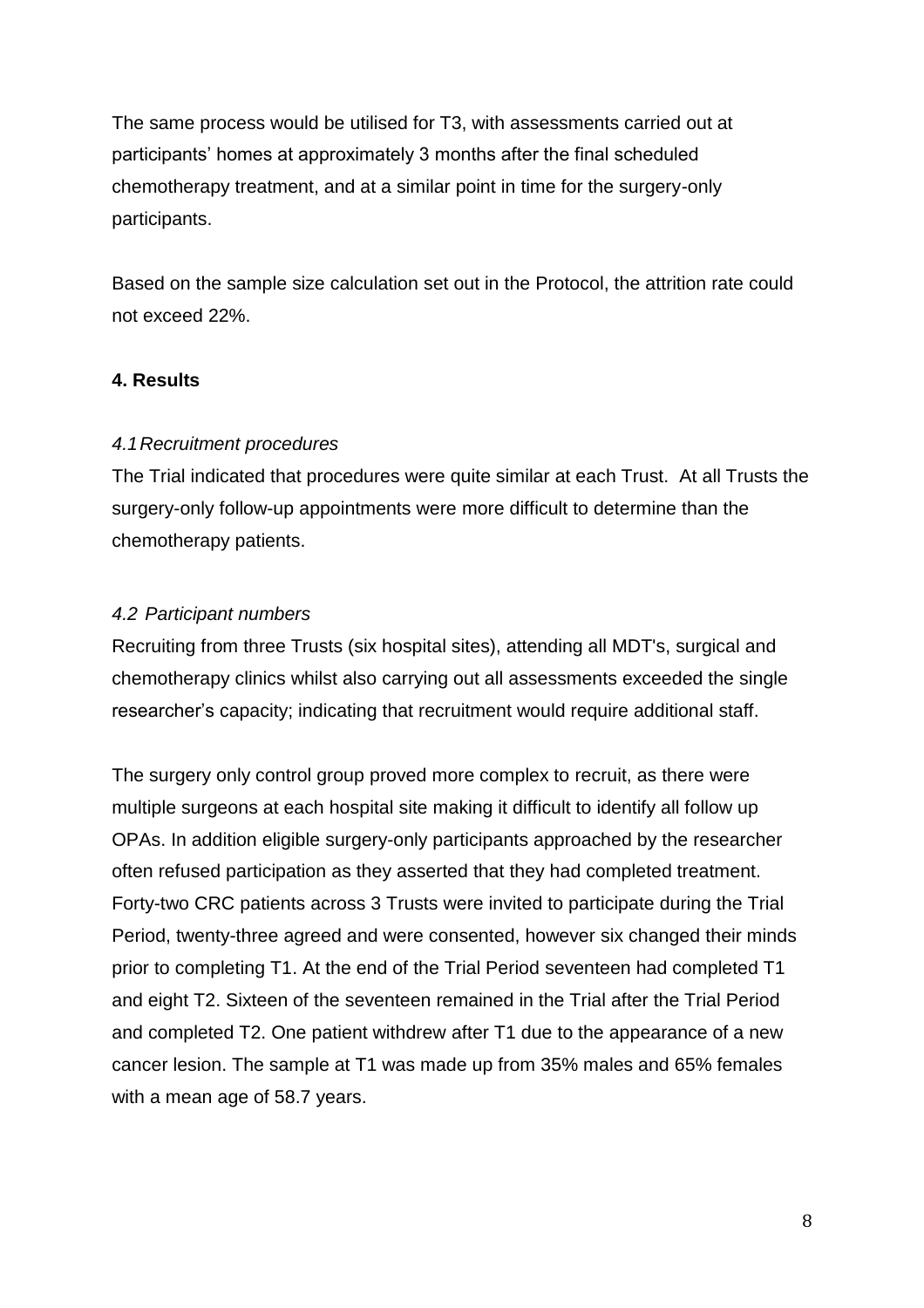The same process would be utilised for T3, with assessments carried out at participants' homes at approximately 3 months after the final scheduled chemotherapy treatment, and at a similar point in time for the surgery-only participants.

Based on the sample size calculation set out in the Protocol, the attrition rate could not exceed 22%.

## 4. Results

### *4.1 Recruitment procedures*

The Trial indicated that procedures were quite similar at each Trust. At all Trusts the surgery-only follow-up appointments were more difficult to determine than the chemotherapy patients.

### *4.2 Participant numbers*

Recruiting from three Trusts (six hospital sites), attending all MDT's, surgical and chemotherapy clinics whilst also carrying out all assessments exceeded the single researcher's capacity; indicating that recruitment would require additional staff.

The surgery only control group proved more complex to recruit, as there were multiple surgeons at each hospital site making it difficult to identify all follow up OPAs. In addition eligible surgery-only participants approached by the researcher often refused participation as they asserted that they had completed treatment. Forty-two CRC patients across 3 Trusts were invited to participate during the Trial Period, twenty-three agreed and were consented, however six changed their minds prior to completing T1. At the end of the Trial Period seventeen had completed T1 and eight T2. Sixteen of the seventeen remained in the Trial after the Trial Period and completed T2. One patient withdrew after T1 due to the appearance of a new cancer lesion. The sample at T1 was made up from 35% males and 65% females with a mean age of 58.7 years.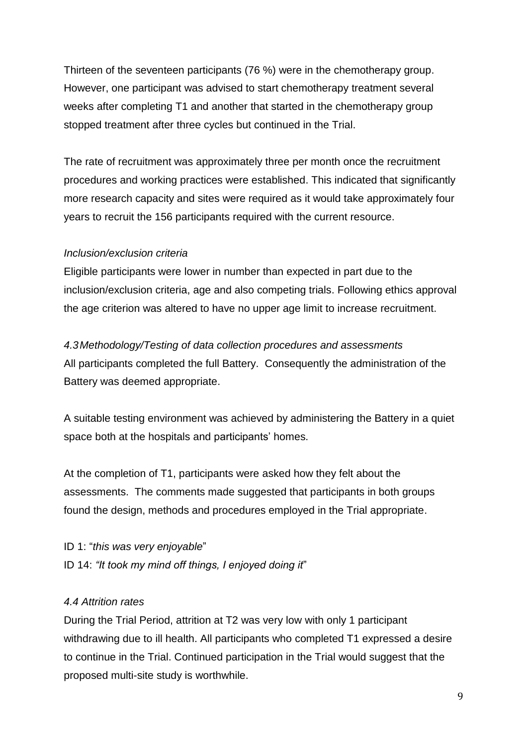Thirteen of the seventeen participants (76 %) were in the chemotherapy group. However, one participant was advised to start chemotherapy treatment several weeks after completing T1 and another that started in the chemotherapy group stopped treatment after three cycles but continued in the Trial.

The rate of recruitment was approximately three per month once the recruitment procedures and working practices were established. This indicated that significantly more research capacity and sites were required as it would take approximately four years to recruit the 156 participants required with the current resource.

*Inclusion/exclusion criteria*

Eligible participants were lower in number than expected in part due to the inclusion/exclusion criteria, age and also competing trials. Following ethics approval the age criterion was altered to have no upper age limit to increase recruitment.

*4.3 Methodology/Testing of data collection procedures and assessments*

All participants completed the full Battery. Consequently the administration of the Battery was deemed appropriate.

A suitable testing environment was achieved by administering the Battery in a quiet space both at the hospitals and participants' homes.

At the completion of T1, participants were asked how they felt about the assessments. The comments made suggested that participants in both groups found the design, methods and procedures employed in the Trial appropriate.

ID 1: "*this was very enjoyable*"
ID 14: *"It took my mind off things, I enjoyed doing it*"

*4.4 Attrition rates*

During the Trial Period, attrition at T2 was very low with only 1 participant withdrawing due to ill health. All participants who completed T1 expressed a desire to continue in the Trial. Continued participation in the Trial would suggest that the proposed multi-site study is worthwhile.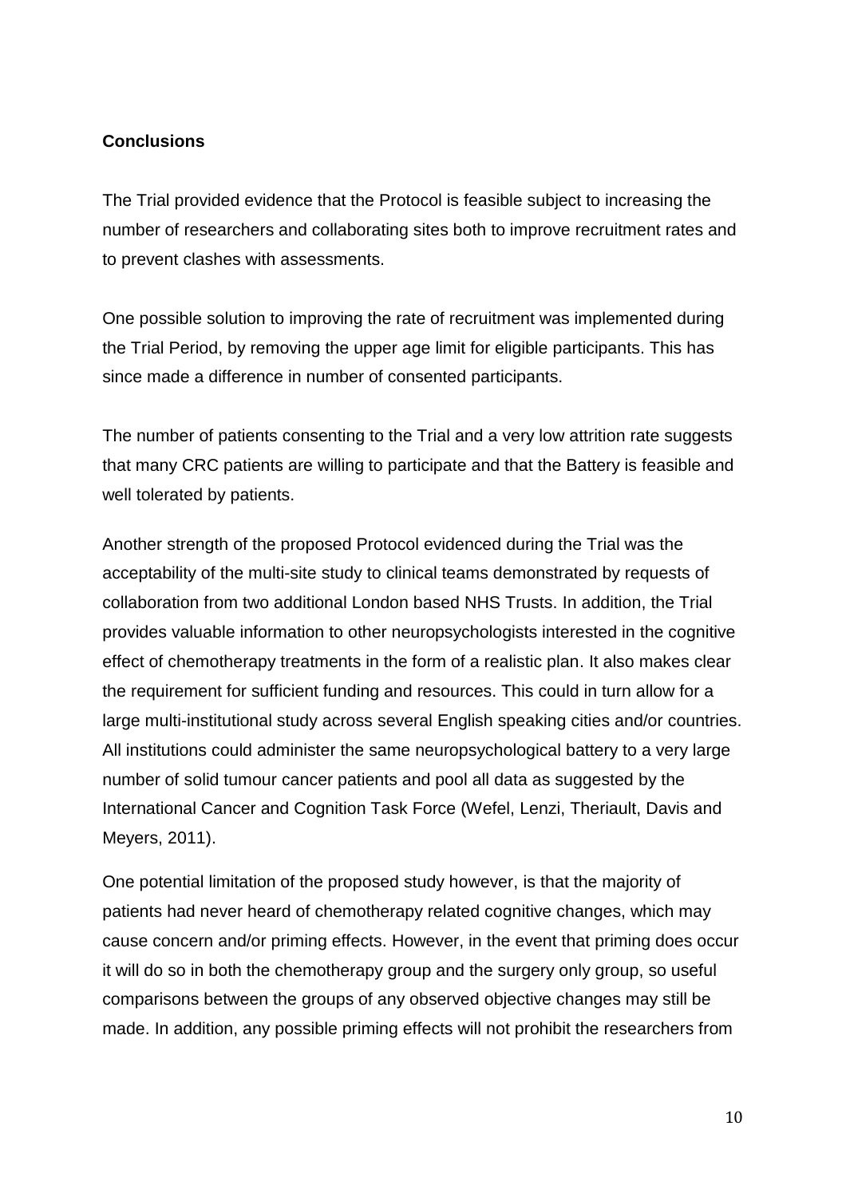**Conclusions**

The Trial provided evidence that the Protocol is feasible subject to increasing the number of researchers and collaborating sites both to improve recruitment rates and to prevent clashes with assessments.

One possible solution to improving the rate of recruitment was implemented during the Trial Period, by removing the upper age limit for eligible participants. This has since made a difference in number of consented participants.

The number of patients consenting to the Trial and a very low attrition rate suggests that many CRC patients are willing to participate and that the Battery is feasible and well tolerated by patients.

Another strength of the proposed Protocol evidenced during the Trial was the acceptability of the multi-site study to clinical teams demonstrated by requests of collaboration from two additional London based NHS Trusts. In addition, the Trial provides valuable information to other neuropsychologists interested in the cognitive effect of chemotherapy treatments in the form of a realistic plan. It also makes clear the requirement for sufficient funding and resources. This could in turn allow for a large multi-institutional study across several English speaking cities and/or countries. All institutions could administer the same neuropsychological battery to a very large number of solid tumour cancer patients and pool all data as suggested by the International Cancer and Cognition Task Force (Wefel, Lenzi, Theriault, Davis and Meyers, 2011).

One potential limitation of the proposed study however, is that the majority of patients had never heard of chemotherapy related cognitive changes, which may cause concern and/or priming effects. However, in the event that priming does occur it will do so in both the chemotherapy group and the surgery only group, so useful comparisons between the groups of any observed objective changes may still be made. In addition, any possible priming effects will not prohibit the researchers from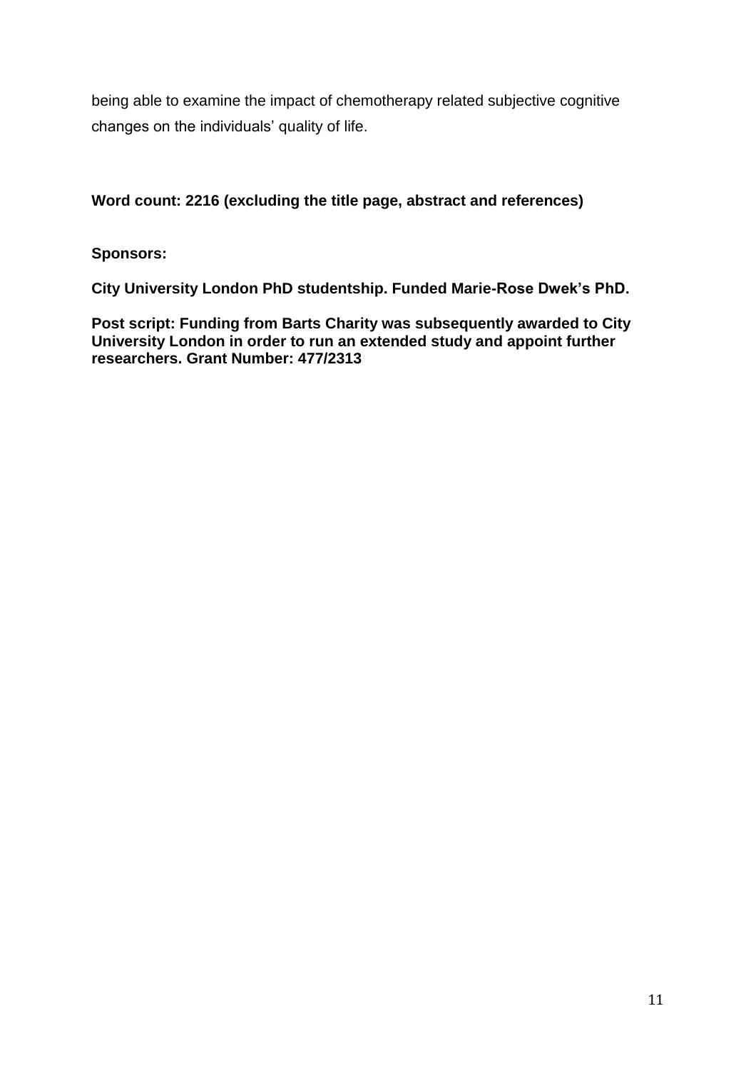being able to examine the impact of chemotherapy related subjective cognitive changes on the individuals' quality of life.

**Word count: 2216 (excluding the title page, abstract and references)**

**Sponsors:**

**City University London PhD studentship. Funded Marie-Rose Dwek's PhD.**

**Post script: Funding from Barts Charity was subsequently awarded to City University London in order to run an extended study and appoint further researchers. Grant Number: 477/2313**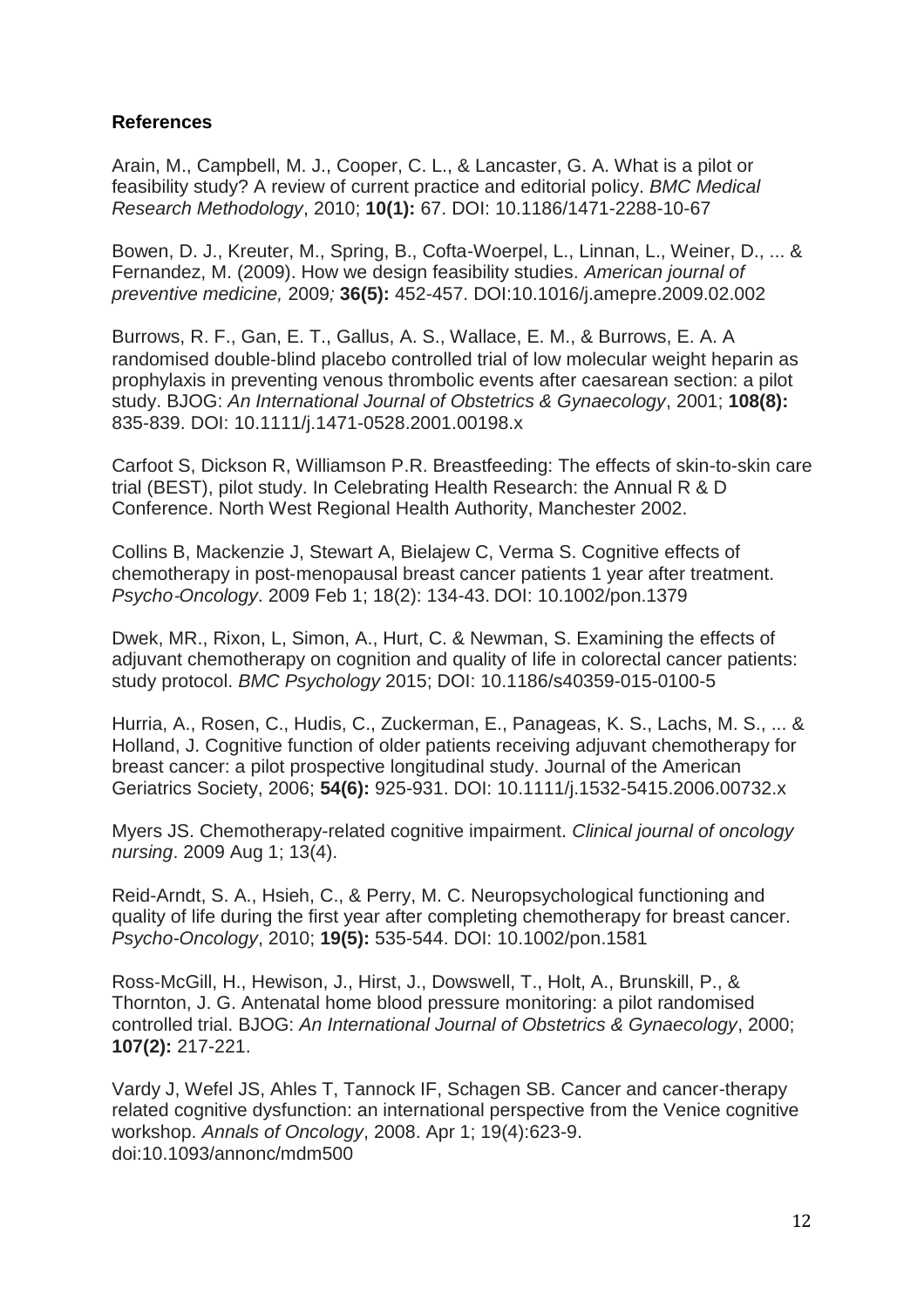### References

Arain, M., Campbell, M. J., Cooper, C. L., & Lancaster, G. A. What is a pilot or feasibility study? A review of current practice and editorial policy. *BMC Medical Research Methodology*, 2010; **10(1):** 67. DOI: 10.1186/1471-2288-10-67

Bowen, D. J., Kreuter, M., Spring, B., Cofta-Woerpel, L., Linnan, L., Weiner, D., ... & Fernandez, M. (2009). How we design feasibility studies. *American journal of preventive medicine,* 2009*;* **36(5):** 452-457. DOI:10.1016/j.amepre.2009.02.002

Burrows, R. F., Gan, E. T., Gallus, A. S., Wallace, E. M., & Burrows, E. A. A randomised double-blind placebo controlled trial of low molecular weight heparin as prophylaxis in preventing venous thrombolic events after caesarean section: a pilot study. BJOG: *An International Journal of Obstetrics & Gynaecology*, 2001; **108(8):** 835-839. DOI: 10.1111/j.1471-0528.2001.00198.x

Carfoot S, Dickson R, Williamson P.R. Breastfeeding: The effects of skin-to-skin care trial (BEST), pilot study. In Celebrating Health Research: the Annual R & D Conference. North West Regional Health Authority, Manchester 2002.

Collins B, Mackenzie J, Stewart A, Bielajew C, Verma S. Cognitive effects of chemotherapy in post-menopausal breast cancer patients 1 year after treatment. *Psycho-Oncology*. 2009 Feb 1; 18(2): 134-43. DOI: 10.1002/pon.1379

Dwek, MR., Rixon, L, Simon, A., Hurt, C. & Newman, S. Examining the effects of adjuvant chemotherapy on cognition and quality of life in colorectal cancer patients: study protocol. *BMC Psychology* 2015; DOI: 10.1186/s40359-015-0100-5

Hurria, A., Rosen, C., Hudis, C., Zuckerman, E., Panageas, K. S., Lachs, M. S., ... & Holland, J. Cognitive function of older patients receiving adjuvant chemotherapy for breast cancer: a pilot prospective longitudinal study. Journal of the American Geriatrics Society, 2006; **54(6):** 925-931. DOI: 10.1111/j.1532-5415.2006.00732.x

Myers JS. Chemotherapy-related cognitive impairment. *Clinical journal of oncology nursing*. 2009 Aug 1; 13(4).

Reid-Arndt, S. A., Hsieh, C., & Perry, M. C. Neuropsychological functioning and quality of life during the first year after completing chemotherapy for breast cancer. *Psycho-Oncology*, 2010; **19(5):** 535-544. DOI: 10.1002/pon.1581

Ross-McGill, H., Hewison, J., Hirst, J., Dowswell, T., Holt, A., Brunskill, P., & Thornton, J. G. Antenatal home blood pressure monitoring: a pilot randomised controlled trial. BJOG: *An International Journal of Obstetrics & Gynaecology*, 2000; **107(2):** 217-221.

Vardy J, Wefel JS, Ahles T, Tannock IF, Schagen SB. Cancer and cancer-therapy related cognitive dysfunction: an international perspective from the Venice cognitive workshop. *Annals of Oncology*, 2008. Apr 1; 19(4):623-9. doi:10.1093/annonc/mdm500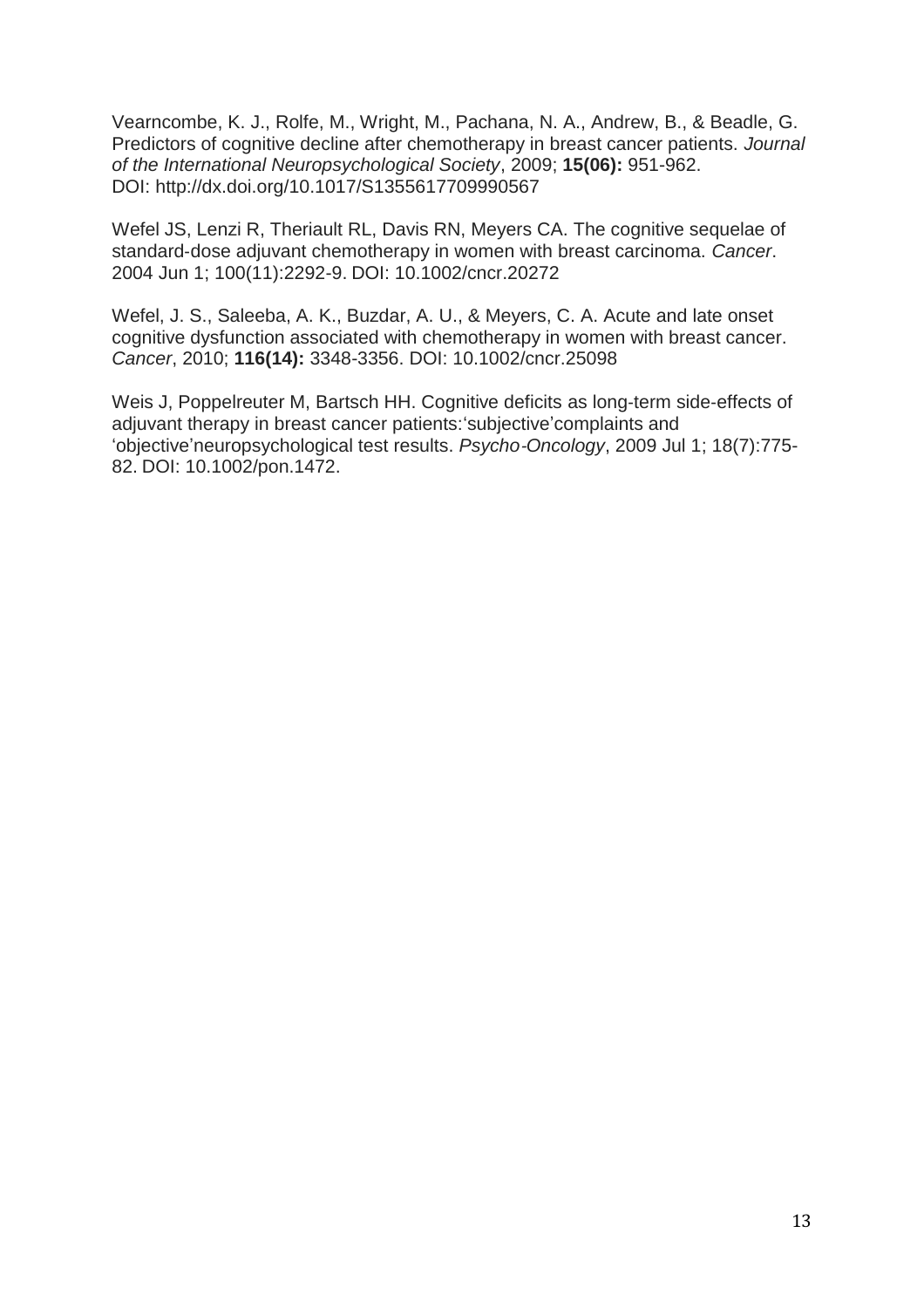Vearncombe, K. J., Rolfe, M., Wright, M., Pachana, N. A., Andrew, B., & Beadle, G. Predictors of cognitive decline after chemotherapy in breast cancer patients. *Journal of the International Neuropsychological Society*, 2009; **15(06):** 951-962. DOI: http://dx.doi.org/10.1017/S1355617709990567

Wefel JS, Lenzi R, Theriault RL, Davis RN, Meyers CA. The cognitive sequelae of standard-dose adjuvant chemotherapy in women with breast carcinoma. *Cancer*. 2004 Jun 1; 100(11):2292-9. DOI: 10.1002/cncr.20272

Wefel, J. S., Saleeba, A. K., Buzdar, A. U., & Meyers, C. A. Acute and late onset cognitive dysfunction associated with chemotherapy in women with breast cancer. *Cancer*, 2010; **116(14):** 3348-3356. DOI: 10.1002/cncr.25098

Weis J, Poppelreuter M, Bartsch HH. Cognitive deficits as long-term side-effects of adjuvant therapy in breast cancer patients:'subjective'complaints and 'objective'neuropsychological test results. *Psycho-Oncology*, 2009 Jul 1; 18(7):775-82. DOI: 10.1002/pon.1472.